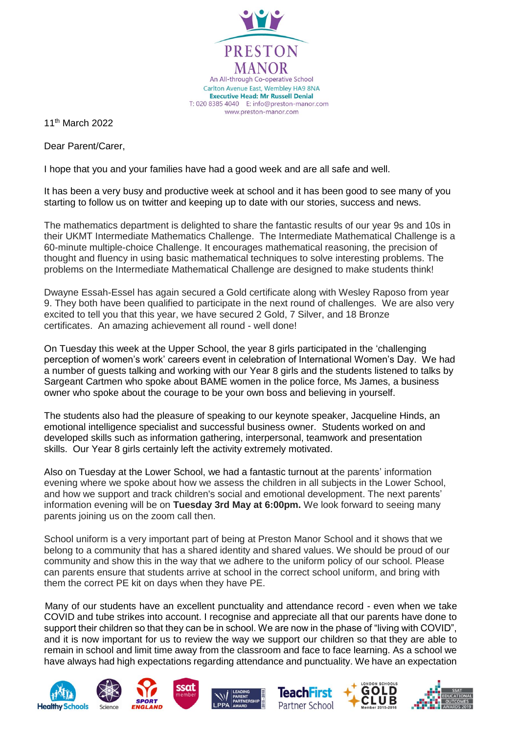PRESTON MANOR

An All-through Co-operative School
Carlton Avenue East, Wembley HA9 8NA
**Executive Head: Mr Russell Denial**
T: 020 8385 4040 E: info@preston-manor.com
www.preston-manor.com

11th March 2022

Dear Parent/Carer,

I hope that you and your families have had a good week and are all safe and well.

It has been a very busy and productive week at school and it has been good to see many of you starting to follow us on twitter and keeping up to date with our stories, success and news.

The mathematics department is delighted to share the fantastic results of our year 9s and 10s in their UKMT Intermediate Mathematics Challenge. The Intermediate Mathematical Challenge is a 60-minute multiple-choice Challenge. It encourages mathematical reasoning, the precision of thought and fluency in using basic mathematical techniques to solve interesting problems. The problems on the Intermediate Mathematical Challenge are designed to make students think!

Dwayne Essah-Essel has again secured a Gold certificate along with Wesley Raposo from year 9. They both have been qualified to participate in the next round of challenges. We are also very excited to tell you that this year, we have secured 2 Gold, 7 Silver, and 18 Bronze certificates. An amazing achievement all round - well done!

On Tuesday this week at the Upper School, the year 8 girls participated in the 'challenging perception of women's work' careers event in celebration of International Women's Day. We had a number of guests talking and working with our Year 8 girls and the students listened to talks by Sargeant Cartmen who spoke about BAME women in the police force, Ms James, a business owner who spoke about the courage to be your own boss and believing in yourself.

The students also had the pleasure of speaking to our keynote speaker, Jacqueline Hinds, an emotional intelligence specialist and successful business owner. Students worked on and developed skills such as information gathering, interpersonal, teamwork and presentation skills. Our Year 8 girls certainly left the activity extremely motivated.

Also on Tuesday at the Lower School, we had a fantastic turnout at the parents' information evening where we spoke about how we assess the children in all subjects in the Lower School, and how we support and track children's social and emotional development. The next parents' information evening will be on **Tuesday 3rd May at 6:00pm.** We look forward to seeing many parents joining us on the zoom call then.

School uniform is a very important part of being at Preston Manor School and it shows that we belong to a community that has a shared identity and shared values. We should be proud of our community and show this in the way that we adhere to the uniform policy of our school. Please can parents ensure that students arrive at school in the correct school uniform, and bring with them the correct PE kit on days when they have PE.

Many of our students have an excellent punctuality and attendance record - even when we take COVID and tube strikes into account. I recognise and appreciate all that our parents have done to support their children so that they can be in school. We are now in the phase of "living with COVID", and it is now important for us to review the way we support our children so that they are able to remain in school and limit time away from the classroom and face to face learning. As a school we have always had high expectations regarding attendance and punctuality. We have an expectation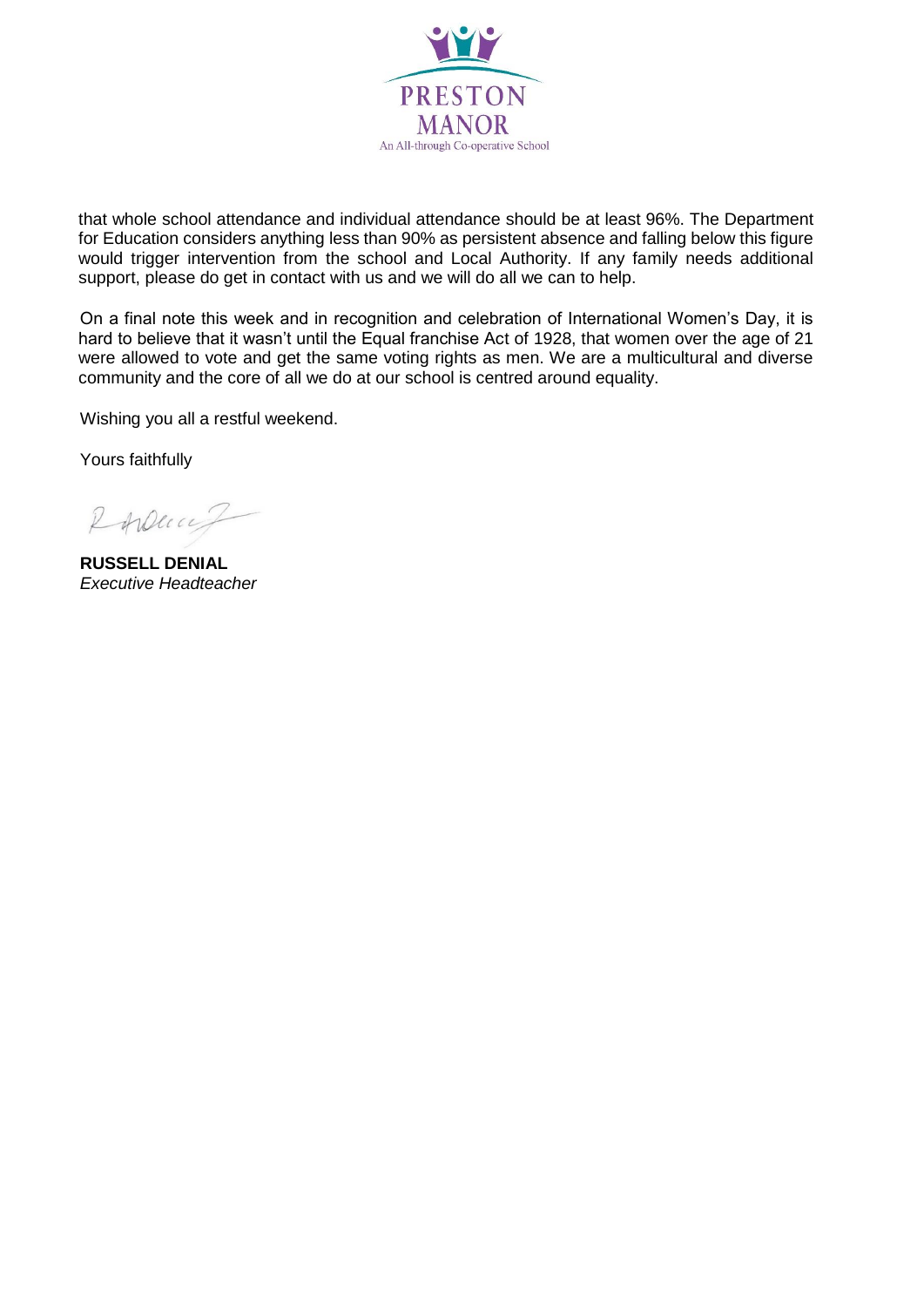that whole school attendance and individual attendance should be at least 96%. The Department for Education considers anything less than 90% as persistent absence and falling below this figure would trigger intervention from the school and Local Authority. If any family needs additional support, please do get in contact with us and we will do all we can to help.

On a final note this week and in recognition and celebration of International Women's Day, it is hard to believe that it wasn't until the Equal franchise Act of 1928, that women over the age of 21 were allowed to vote and get the same voting rights as men. We are a multicultural and diverse community and the core of all we do at our school is centred around equality.

Wishing you all a restful weekend.

Yours faithfully

**RUSSELL DENIAL**
*Executive Headteacher*